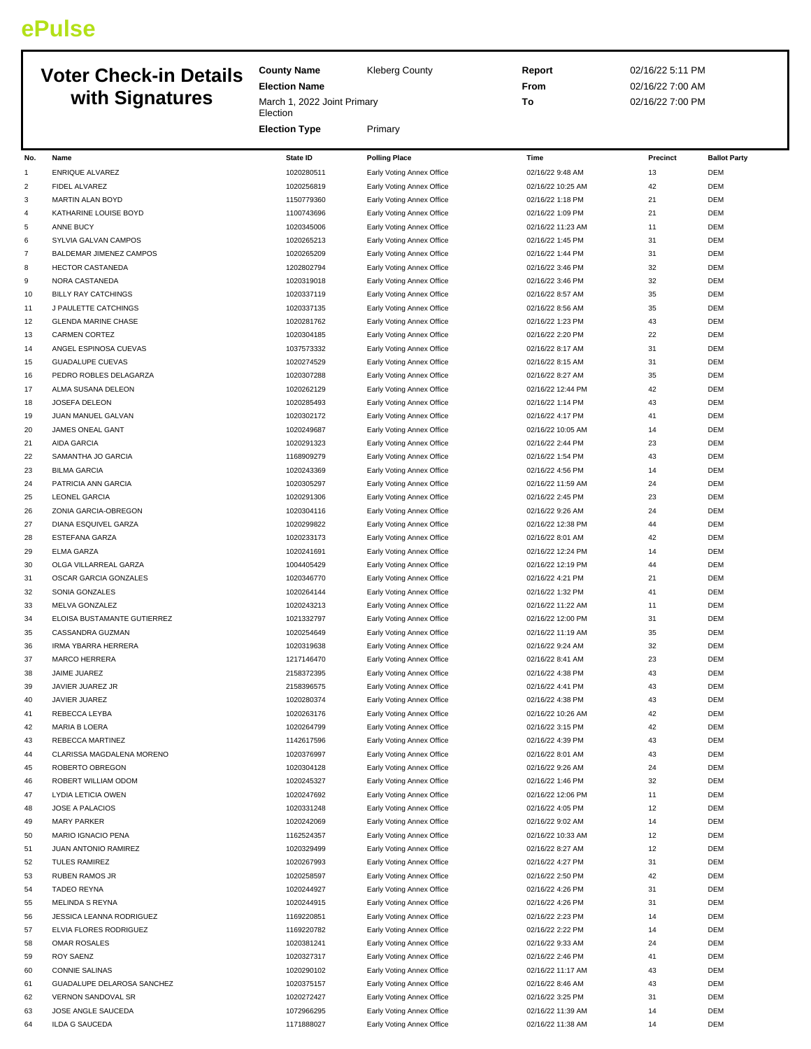# ePulse

## Voter Check-in Details with Signatures

**County Name** Kleberg County
**Election Name** March 1, 2022 Joint Primary Election
**Election Type** Primary
**Report** 02/16/22 5:11 PM
**From** 02/16/22 7:00 AM
**To** 02/16/22 7:00 PM

| No. | Name | State ID | Polling Place | Time | Precinct | Ballot Party |
|---|---|---|---|---|---|---|
| 1 | ENRIQUE ALVAREZ | 1020280511 | Early Voting Annex Office | 02/16/22 9:48 AM | 13 | DEM |
| 2 | FIDEL ALVAREZ | 1020256819 | Early Voting Annex Office | 02/16/22 10:25 AM | 42 | DEM |
| 3 | MARTIN ALAN BOYD | 1150779360 | Early Voting Annex Office | 02/16/22 1:18 PM | 21 | DEM |
| 4 | KATHARINE LOUISE BOYD | 1100743696 | Early Voting Annex Office | 02/16/22 1:09 PM | 21 | DEM |
| 5 | ANNE BUCY | 1020345006 | Early Voting Annex Office | 02/16/22 11:23 AM | 11 | DEM |
| 6 | SYLVIA GALVAN CAMPOS | 1020265213 | Early Voting Annex Office | 02/16/22 1:45 PM | 31 | DEM |
| 7 | BALDEMAR JIMENEZ CAMPOS | 1020265209 | Early Voting Annex Office | 02/16/22 1:44 PM | 31 | DEM |
| 8 | HECTOR CASTANEDA | 1202802794 | Early Voting Annex Office | 02/16/22 3:46 PM | 32 | DEM |
| 9 | NORA CASTANEDA | 1020319018 | Early Voting Annex Office | 02/16/22 3:46 PM | 32 | DEM |
| 10 | BILLY RAY CATCHINGS | 1020337119 | Early Voting Annex Office | 02/16/22 8:57 AM | 35 | DEM |
| 11 | J PAULETTE CATCHINGS | 1020337135 | Early Voting Annex Office | 02/16/22 8:56 AM | 35 | DEM |
| 12 | GLENDA MARINE CHASE | 1020281762 | Early Voting Annex Office | 02/16/22 1:23 PM | 43 | DEM |
| 13 | CARMEN CORTEZ | 1020304185 | Early Voting Annex Office | 02/16/22 2:20 PM | 22 | DEM |
| 14 | ANGEL ESPINOSA CUEVAS | 1037573332 | Early Voting Annex Office | 02/16/22 8:17 AM | 31 | DEM |
| 15 | GUADALUPE CUEVAS | 1020274529 | Early Voting Annex Office | 02/16/22 8:15 AM | 31 | DEM |
| 16 | PEDRO ROBLES DELAGARZA | 1020307288 | Early Voting Annex Office | 02/16/22 8:27 AM | 35 | DEM |
| 17 | ALMA SUSANA DELEON | 1020262129 | Early Voting Annex Office | 02/16/22 12:44 PM | 42 | DEM |
| 18 | JOSEFA DELEON | 1020285493 | Early Voting Annex Office | 02/16/22 1:14 PM | 43 | DEM |
| 19 | JUAN MANUEL GALVAN | 1020302172 | Early Voting Annex Office | 02/16/22 4:17 PM | 41 | DEM |
| 20 | JAMES ONEAL GANT | 1020249687 | Early Voting Annex Office | 02/16/22 10:05 AM | 14 | DEM |
| 21 | AIDA GARCIA | 1020291323 | Early Voting Annex Office | 02/16/22 2:44 PM | 23 | DEM |
| 22 | SAMANTHA JO GARCIA | 1168909279 | Early Voting Annex Office | 02/16/22 1:54 PM | 43 | DEM |
| 23 | BILMA GARCIA | 1020243369 | Early Voting Annex Office | 02/16/22 4:56 PM | 14 | DEM |
| 24 | PATRICIA ANN GARCIA | 1020305297 | Early Voting Annex Office | 02/16/22 11:59 AM | 24 | DEM |
| 25 | LEONEL GARCIA | 1020291306 | Early Voting Annex Office | 02/16/22 2:45 PM | 23 | DEM |
| 26 | ZONIA GARCIA-OBREGON | 1020304116 | Early Voting Annex Office | 02/16/22 9:26 AM | 24 | DEM |
| 27 | DIANA ESQUIVEL GARZA | 1020299822 | Early Voting Annex Office | 02/16/22 12:38 PM | 44 | DEM |
| 28 | ESTEFANA GARZA | 1020233173 | Early Voting Annex Office | 02/16/22 8:01 AM | 42 | DEM |
| 29 | ELMA GARZA | 1020241691 | Early Voting Annex Office | 02/16/22 12:24 PM | 14 | DEM |
| 30 | OLGA VILLARREAL GARZA | 1004405429 | Early Voting Annex Office | 02/16/22 12:19 PM | 44 | DEM |
| 31 | OSCAR GARCIA GONZALES | 1020346770 | Early Voting Annex Office | 02/16/22 4:21 PM | 21 | DEM |
| 32 | SONIA GONZALES | 1020264144 | Early Voting Annex Office | 02/16/22 1:32 PM | 41 | DEM |
| 33 | MELVA GONZALEZ | 1020243213 | Early Voting Annex Office | 02/16/22 11:22 AM | 11 | DEM |
| 34 | ELOISA BUSTAMANTE GUTIERREZ | 1021332797 | Early Voting Annex Office | 02/16/22 12:00 PM | 31 | DEM |
| 35 | CASSANDRA GUZMAN | 1020254649 | Early Voting Annex Office | 02/16/22 11:19 AM | 35 | DEM |
| 36 | IRMA YBARRA HERRERA | 1020319638 | Early Voting Annex Office | 02/16/22 9:24 AM | 32 | DEM |
| 37 | MARCO HERRERA | 1217146470 | Early Voting Annex Office | 02/16/22 8:41 AM | 23 | DEM |
| 38 | JAIME JUAREZ | 2158372395 | Early Voting Annex Office | 02/16/22 4:38 PM | 43 | DEM |
| 39 | JAVIER JUAREZ JR | 2158396575 | Early Voting Annex Office | 02/16/22 4:41 PM | 43 | DEM |
| 40 | JAVIER JUAREZ | 1020280374 | Early Voting Annex Office | 02/16/22 4:38 PM | 43 | DEM |
| 41 | REBECCA LEYBA | 1020263176 | Early Voting Annex Office | 02/16/22 10:26 AM | 42 | DEM |
| 42 | MARIA B LOERA | 1020264799 | Early Voting Annex Office | 02/16/22 3:15 PM | 42 | DEM |
| 43 | REBECCA MARTINEZ | 1142617596 | Early Voting Annex Office | 02/16/22 4:39 PM | 43 | DEM |
| 44 | CLARISSA MAGDALENA MORENO | 1020376997 | Early Voting Annex Office | 02/16/22 8:01 AM | 43 | DEM |
| 45 | ROBERTO OBREGON | 1020304128 | Early Voting Annex Office | 02/16/22 9:26 AM | 24 | DEM |
| 46 | ROBERT WILLIAM ODOM | 1020245327 | Early Voting Annex Office | 02/16/22 1:46 PM | 32 | DEM |
| 47 | LYDIA LETICIA OWEN | 1020247692 | Early Voting Annex Office | 02/16/22 12:06 PM | 11 | DEM |
| 48 | JOSE A PALACIOS | 1020331248 | Early Voting Annex Office | 02/16/22 4:05 PM | 12 | DEM |
| 49 | MARY PARKER | 1020242069 | Early Voting Annex Office | 02/16/22 9:02 AM | 14 | DEM |
| 50 | MARIO IGNACIO PENA | 1162524357 | Early Voting Annex Office | 02/16/22 10:33 AM | 12 | DEM |
| 51 | JUAN ANTONIO RAMIREZ | 1020329499 | Early Voting Annex Office | 02/16/22 8:27 AM | 12 | DEM |
| 52 | TULES RAMIREZ | 1020267993 | Early Voting Annex Office | 02/16/22 4:27 PM | 31 | DEM |
| 53 | RUBEN RAMOS JR | 1020258597 | Early Voting Annex Office | 02/16/22 2:50 PM | 42 | DEM |
| 54 | TADEO REYNA | 1020244927 | Early Voting Annex Office | 02/16/22 4:26 PM | 31 | DEM |
| 55 | MELINDA S REYNA | 1020244915 | Early Voting Annex Office | 02/16/22 4:26 PM | 31 | DEM |
| 56 | JESSICA LEANNA RODRIGUEZ | 1169220851 | Early Voting Annex Office | 02/16/22 2:23 PM | 14 | DEM |
| 57 | ELVIA FLORES RODRIGUEZ | 1169220782 | Early Voting Annex Office | 02/16/22 2:22 PM | 14 | DEM |
| 58 | OMAR ROSALES | 1020381241 | Early Voting Annex Office | 02/16/22 9:33 AM | 24 | DEM |
| 59 | ROY SAENZ | 1020327317 | Early Voting Annex Office | 02/16/22 2:46 PM | 41 | DEM |
| 60 | CONNIE SALINAS | 1020290102 | Early Voting Annex Office | 02/16/22 11:17 AM | 43 | DEM |
| 61 | GUADALUPE DELAROSA SANCHEZ | 1020375157 | Early Voting Annex Office | 02/16/22 8:46 AM | 43 | DEM |
| 62 | VERNON SANDOVAL SR | 1020272427 | Early Voting Annex Office | 02/16/22 3:25 PM | 31 | DEM |
| 63 | JOSE ANGLE SAUCEDA | 1072966295 | Early Voting Annex Office | 02/16/22 11:39 AM | 14 | DEM |
| 64 | ILDA G SAUCEDA | 1171888027 | Early Voting Annex Office | 02/16/22 11:38 AM | 14 | DEM |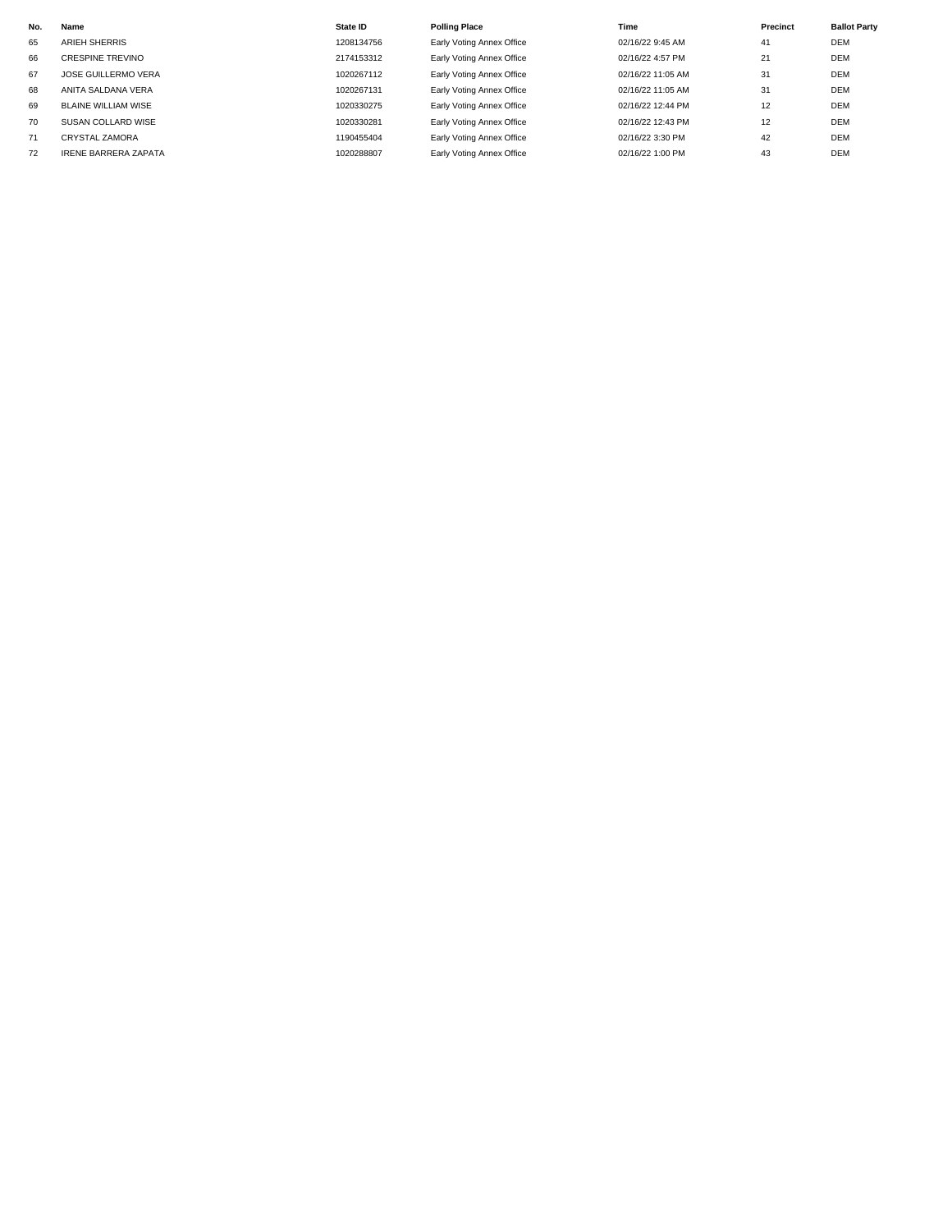| No. | Name | State ID | Polling Place | Time | Precinct | Ballot Party |
|---|---|---|---|---|---|---|
| 65 | ARIEH SHERRIS | 1208134756 | Early Voting Annex Office | 02/16/22 9:45 AM | 41 | DEM |
| 66 | CRESPINE TREVINO | 2174153312 | Early Voting Annex Office | 02/16/22 4:57 PM | 21 | DEM |
| 67 | JOSE GUILLERMO VERA | 1020267112 | Early Voting Annex Office | 02/16/22 11:05 AM | 31 | DEM |
| 68 | ANITA SALDANA VERA | 1020267131 | Early Voting Annex Office | 02/16/22 11:05 AM | 31 | DEM |
| 69 | BLAINE WILLIAM WISE | 1020330275 | Early Voting Annex Office | 02/16/22 12:44 PM | 12 | DEM |
| 70 | SUSAN COLLARD WISE | 1020330281 | Early Voting Annex Office | 02/16/22 12:43 PM | 12 | DEM |
| 71 | CRYSTAL ZAMORA | 1190455404 | Early Voting Annex Office | 02/16/22 3:30 PM | 42 | DEM |
| 72 | IRENE BARRERA ZAPATA | 1020288807 | Early Voting Annex Office | 02/16/22 1:00 PM | 43 | DEM |